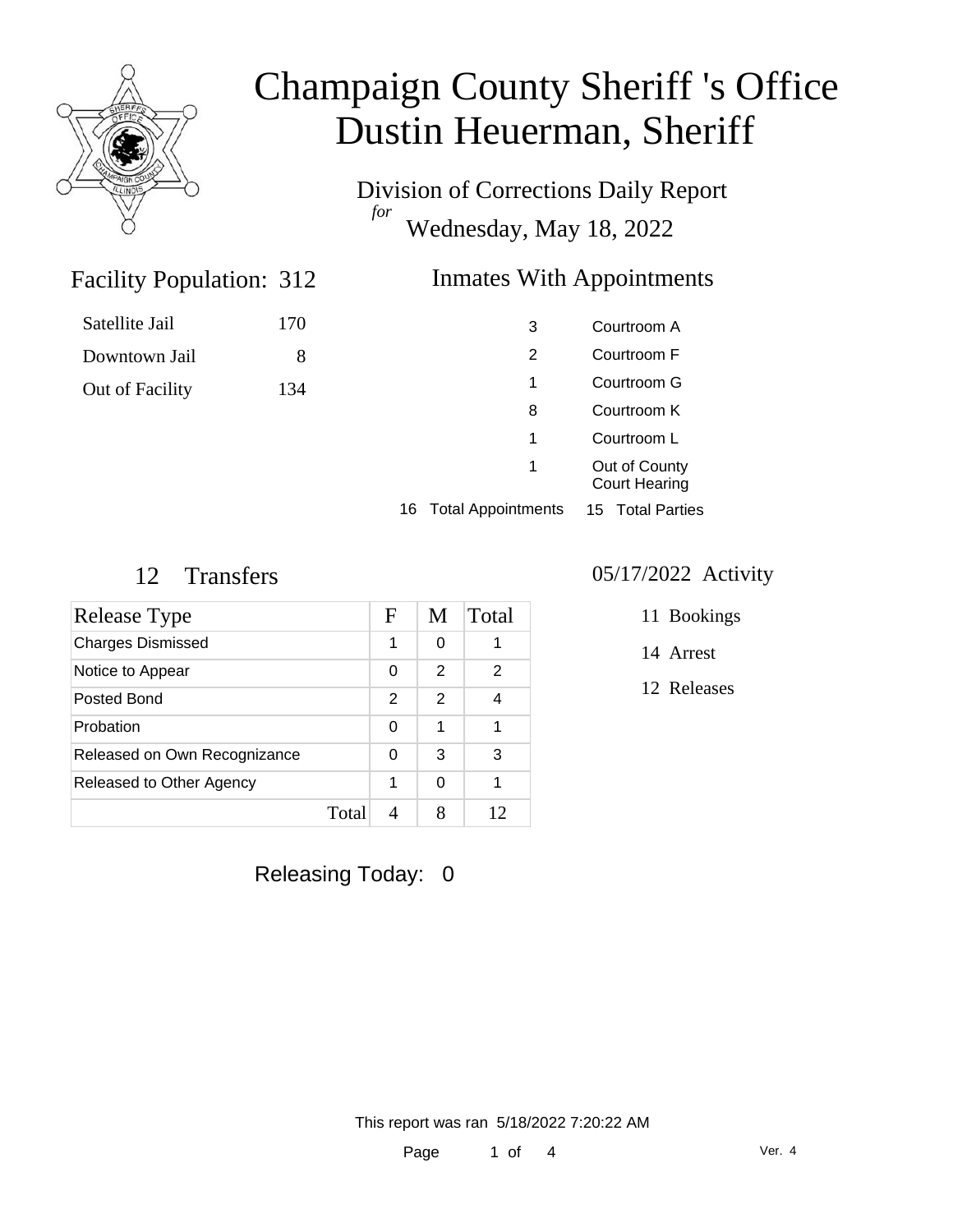# Champaign County Sheriff 's Office
# Dustin Heuerman, Sheriff

Division of Corrections Daily Report
*for*
Wednesday, May 18, 2022

## Facility Population: 312

| | |
|---|---|
| Satellite Jail | 170 |
| Downtown Jail | 8 |
| Out of Facility | 134 |

## Inmates With Appointments

| | |
|---|---|
| 3 | Courtroom A |
| 2 | Courtroom F |
| 1 | Courtroom G |
| 8 | Courtroom K |
| 1 | Courtroom L |
| 1 | Out of County Court Hearing |

16 Total Appointments 15 Total Parties

## 12 Transfers

| Release Type | F | M | Total |
|---|---|---|---|
| Charges Dismissed | 1 | 0 | 1 |
| Notice to Appear | 0 | 2 | 2 |
| Posted Bond | 2 | 2 | 4 |
| Probation | 0 | 1 | 1 |
| Released on Own Recognizance | 0 | 3 | 3 |
| Released to Other Agency | 1 | 0 | 1 |
| Total | 4 | 8 | 12 |

## 05/17/2022 Activity

11 Bookings

14 Arrest

12 Releases

Releasing Today: 0

This report was ran 5/18/2022 7:20:22 AM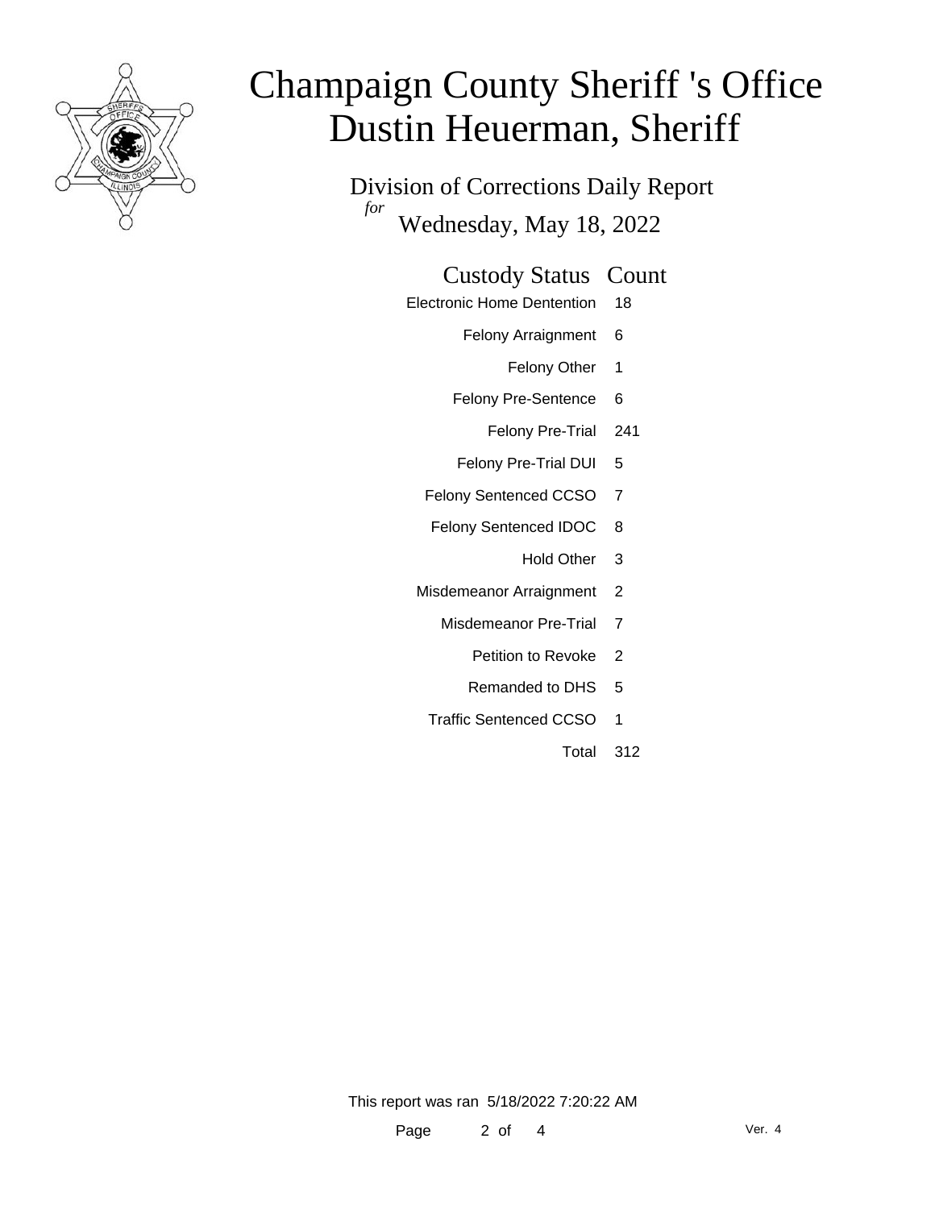# Champaign County Sheriff 's Office
# Dustin Heuerman, Sheriff

Division of Corrections Daily Report

*for* Wednesday, May 18, 2022

| Custody Status | Count |
|---|---|
| Electronic Home Dentention | 18 |
| Felony Arraignment | 6 |
| Felony Other | 1 |
| Felony Pre-Sentence | 6 |
| Felony Pre-Trial | 241 |
| Felony Pre-Trial DUI | 5 |
| Felony Sentenced CCSO | 7 |
| Felony Sentenced IDOC | 8 |
| Hold Other | 3 |
| Misdemeanor Arraignment | 2 |
| Misdemeanor Pre-Trial | 7 |
| Petition to Revoke | 2 |
| Remanded to DHS | 5 |
| Traffic Sentenced CCSO | 1 |
| Total | 312 |

This report was ran 5/18/2022 7:20:22 AM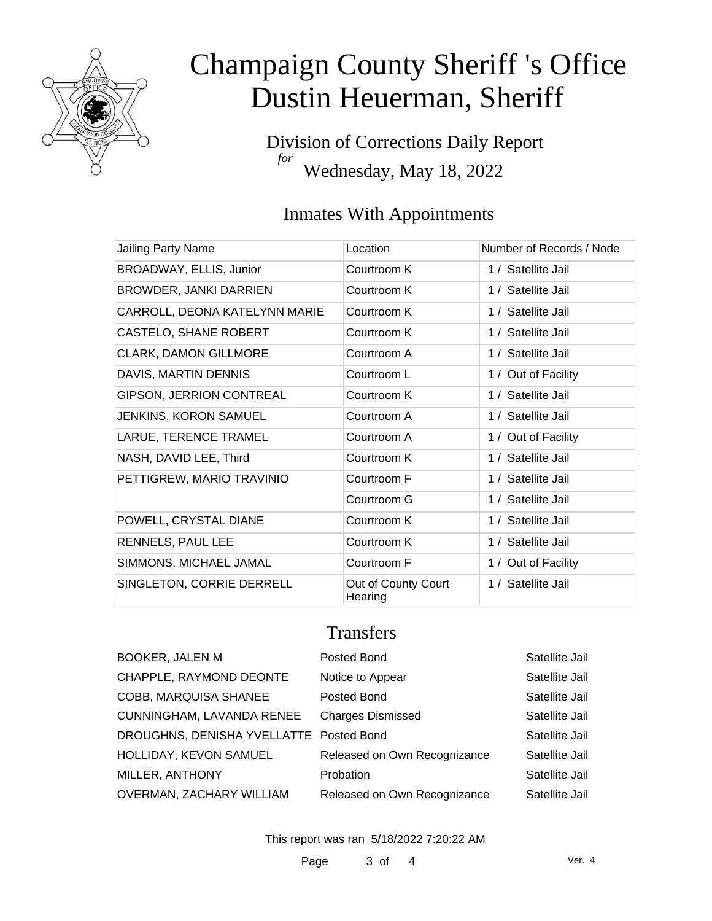# Champaign County Sheriff 's Office
# Dustin Heuerman, Sheriff

Division of Corrections Daily Report
*for*
Wednesday, May 18, 2022

## Inmates With Appointments

| Jailing Party Name | Location | Number of Records / Node |
| --- | --- | --- |
| BROADWAY, ELLIS, Junior | Courtroom K | 1 / Satellite Jail |
| BROWDER, JANKI DARRIEN | Courtroom K | 1 / Satellite Jail |
| CARROLL, DEONA KATELYNN MARIE | Courtroom K | 1 / Satellite Jail |
| CASTELO, SHANE ROBERT | Courtroom K | 1 / Satellite Jail |
| CLARK, DAMON GILLMORE | Courtroom A | 1 / Satellite Jail |
| DAVIS, MARTIN DENNIS | Courtroom L | 1 / Out of Facility |
| GIPSON, JERRION CONTREAL | Courtroom K | 1 / Satellite Jail |
| JENKINS, KORON SAMUEL | Courtroom A | 1 / Satellite Jail |
| LARUE, TERENCE TRAMEL | Courtroom A | 1 / Out of Facility |
| NASH, DAVID LEE, Third | Courtroom K | 1 / Satellite Jail |
| PETTIGREW, MARIO TRAVINIO | Courtroom F | 1 / Satellite Jail |
| | Courtroom G | 1 / Satellite Jail |
| POWELL, CRYSTAL DIANE | Courtroom K | 1 / Satellite Jail |
| RENNELS, PAUL LEE | Courtroom K | 1 / Satellite Jail |
| SIMMONS, MICHAEL JAMAL | Courtroom F | 1 / Out of Facility |
| SINGLETON, CORRIE DERRELL | Out of County Court Hearing | 1 / Satellite Jail |

## Transfers

| | | |
| --- | --- | --- |
| BOOKER, JALEN M | Posted Bond | Satellite Jail |
| CHAPPLE, RAYMOND DEONTE | Notice to Appear | Satellite Jail |
| COBB, MARQUISA SHANEE | Posted Bond | Satellite Jail |
| CUNNINGHAM, LAVANDA RENEE | Charges Dismissed | Satellite Jail |
| DROUGHNS, DENISHA YVELLATTE | Posted Bond | Satellite Jail |
| HOLLIDAY, KEVON SAMUEL | Released on Own Recognizance | Satellite Jail |
| MILLER, ANTHONY | Probation | Satellite Jail |
| OVERMAN, ZACHARY WILLIAM | Released on Own Recognizance | Satellite Jail |

This report was ran 5/18/2022 7:20:22 AM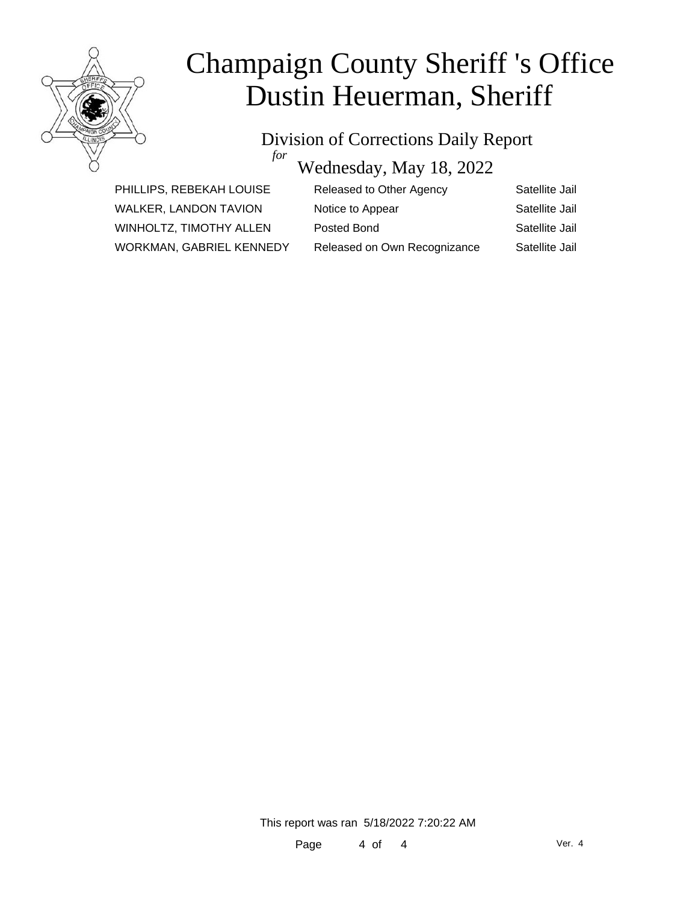# Champaign County Sheriff 's Office
# Dustin Heuerman, Sheriff

## Division of Corrections Daily Report

*for* Wednesday, May 18, 2022

| | | |
|---|---|---|
| PHILLIPS, REBEKAH LOUISE | Released to Other Agency | Satellite Jail |
| WALKER, LANDON TAVION | Notice to Appear | Satellite Jail |
| WINHOLTZ, TIMOTHY ALLEN | Posted Bond | Satellite Jail |
| WORKMAN, GABRIEL KENNEDY | Released on Own Recognizance | Satellite Jail |

This report was ran 5/18/2022 7:20:22 AM

Ver. 4